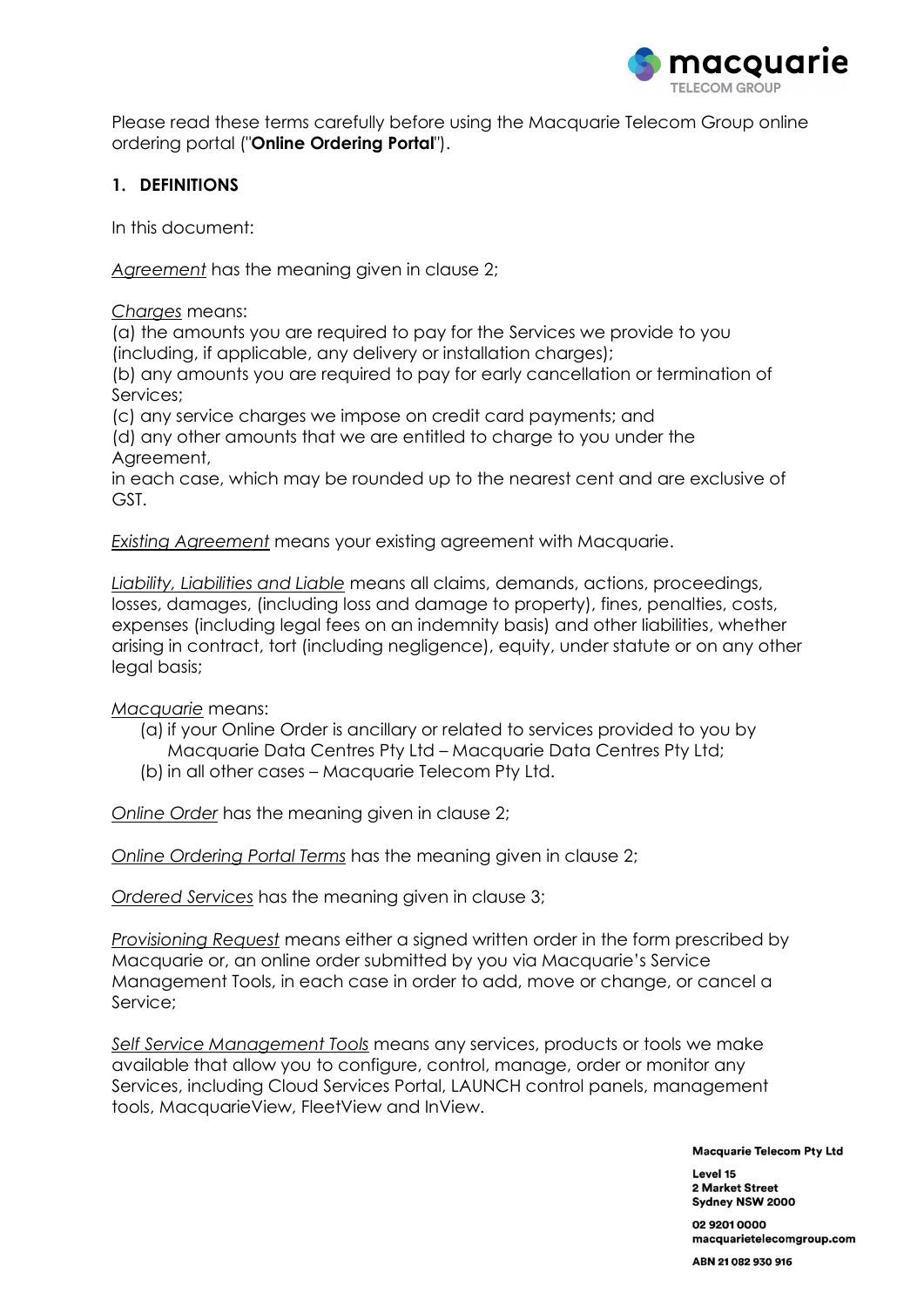Please read these terms carefully before using the Macquarie Telecom Group online ordering portal ("**Online Ordering Portal**").

## 1. DEFINITIONS

In this document:

*Agreement* has the meaning given in clause 2;

*Charges* means:
(a) the amounts you are required to pay for the Services we provide to you (including, if applicable, any delivery or installation charges);
(b) any amounts you are required to pay for early cancellation or termination of Services;
(c) any service charges we impose on credit card payments; and
(d) any other amounts that we are entitled to charge to you under the Agreement,
in each case, which may be rounded up to the nearest cent and are exclusive of GST.

*Existing Agreement* means your existing agreement with Macquarie.

*Liability, Liabilities and Liable* means all claims, demands, actions, proceedings, losses, damages, (including loss and damage to property), fines, penalties, costs, expenses (including legal fees on an indemnity basis) and other liabilities, whether arising in contract, tort (including negligence), equity, under statute or on any other legal basis;

*Macquarie* means:

(a) if your Online Order is ancillary or related to services provided to you by Macquarie Data Centres Pty Ltd – Macquarie Data Centres Pty Ltd;
(b) in all other cases – Macquarie Telecom Pty Ltd.

*Online Order* has the meaning given in clause 2;

*Online Ordering Portal Terms* has the meaning given in clause 2;

*Ordered Services* has the meaning given in clause 3;

*Provisioning Request* means either a signed written order in the form prescribed by Macquarie or, an online order submitted by you via Macquarie's Service Management Tools, in each case in order to add, move or change, or cancel a Service;

*Self Service Management Tools* means any services, products or tools we make available that allow you to configure, control, manage, order or monitor any Services, including Cloud Services Portal, LAUNCH control panels, management tools, MacquarieView, FleetView and InView.

**Macquarie Telecom Pty Ltd**

**Level 15**
**2 Market Street**
**Sydney NSW 2000**

**02 9201 0000**
**macquarietelecomgroup.com**

**ABN 21 082 930 916**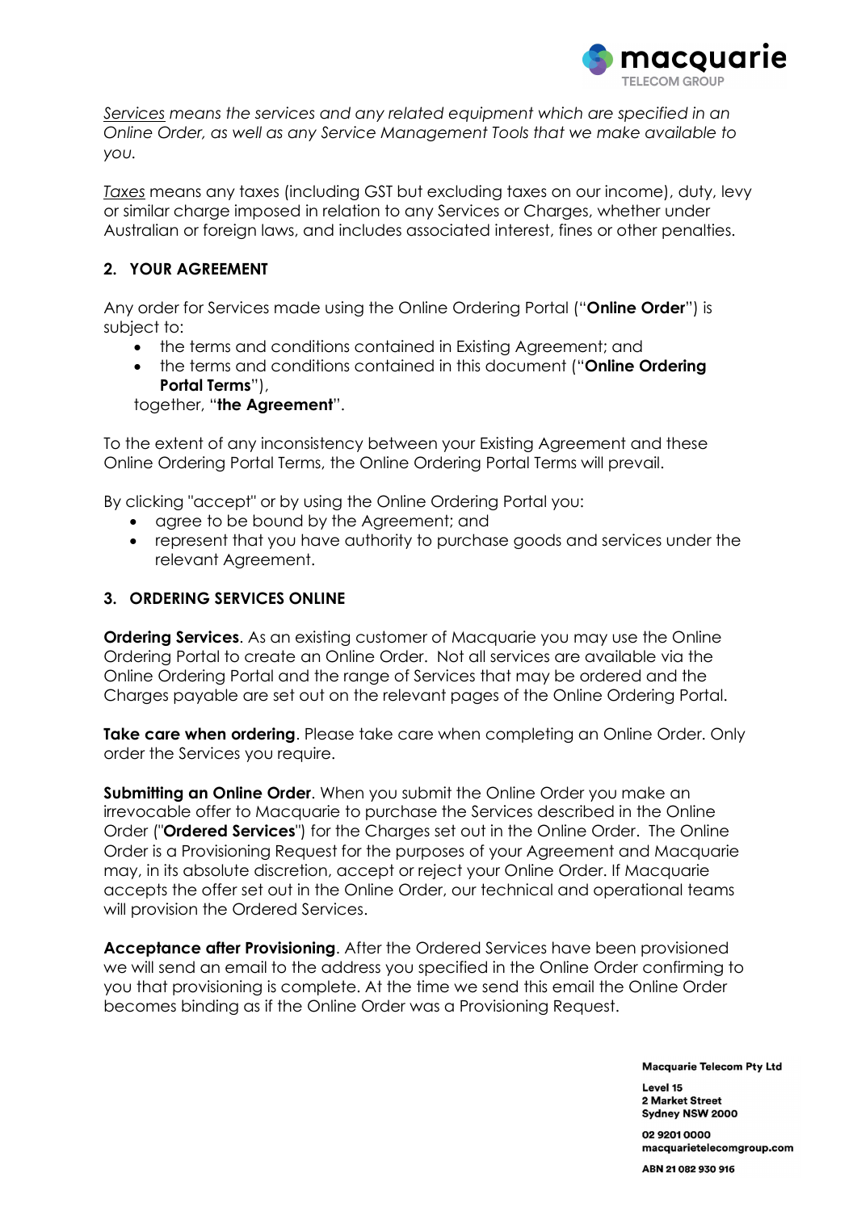*<u>Services</u> means the services and any related equipment which are specified in an Online Order, as well as any Service Management Tools that we make available to you.*

<u>Taxes</u> means any taxes (including GST but excluding taxes on our income), duty, levy or similar charge imposed in relation to any Services or Charges, whether under Australian or foreign laws, and includes associated interest, fines or other penalties.

## 2. YOUR AGREEMENT

Any order for Services made using the Online Ordering Portal ("**Online Order**") is subject to:

- the terms and conditions contained in Existing Agreement; and
- the terms and conditions contained in this document ("**Online Ordering Portal Terms**"),

together, "**the Agreement**".

To the extent of any inconsistency between your Existing Agreement and these Online Ordering Portal Terms, the Online Ordering Portal Terms will prevail.

By clicking "accept" or by using the Online Ordering Portal you:

- agree to be bound by the Agreement; and
- represent that you have authority to purchase goods and services under the relevant Agreement.

## 3. ORDERING SERVICES ONLINE

**Ordering Services**. As an existing customer of Macquarie you may use the Online Ordering Portal to create an Online Order. Not all services are available via the Online Ordering Portal and the range of Services that may be ordered and the Charges payable are set out on the relevant pages of the Online Ordering Portal.

**Take care when ordering**. Please take care when completing an Online Order. Only order the Services you require.

**Submitting an Online Order**. When you submit the Online Order you make an irrevocable offer to Macquarie to purchase the Services described in the Online Order ("**Ordered Services**") for the Charges set out in the Online Order. The Online Order is a Provisioning Request for the purposes of your Agreement and Macquarie may, in its absolute discretion, accept or reject your Online Order. If Macquarie accepts the offer set out in the Online Order, our technical and operational teams will provision the Ordered Services.

**Acceptance after Provisioning**. After the Ordered Services have been provisioned we will send an email to the address you specified in the Online Order confirming to you that provisioning is complete. At the time we send this email the Online Order becomes binding as if the Online Order was a Provisioning Request.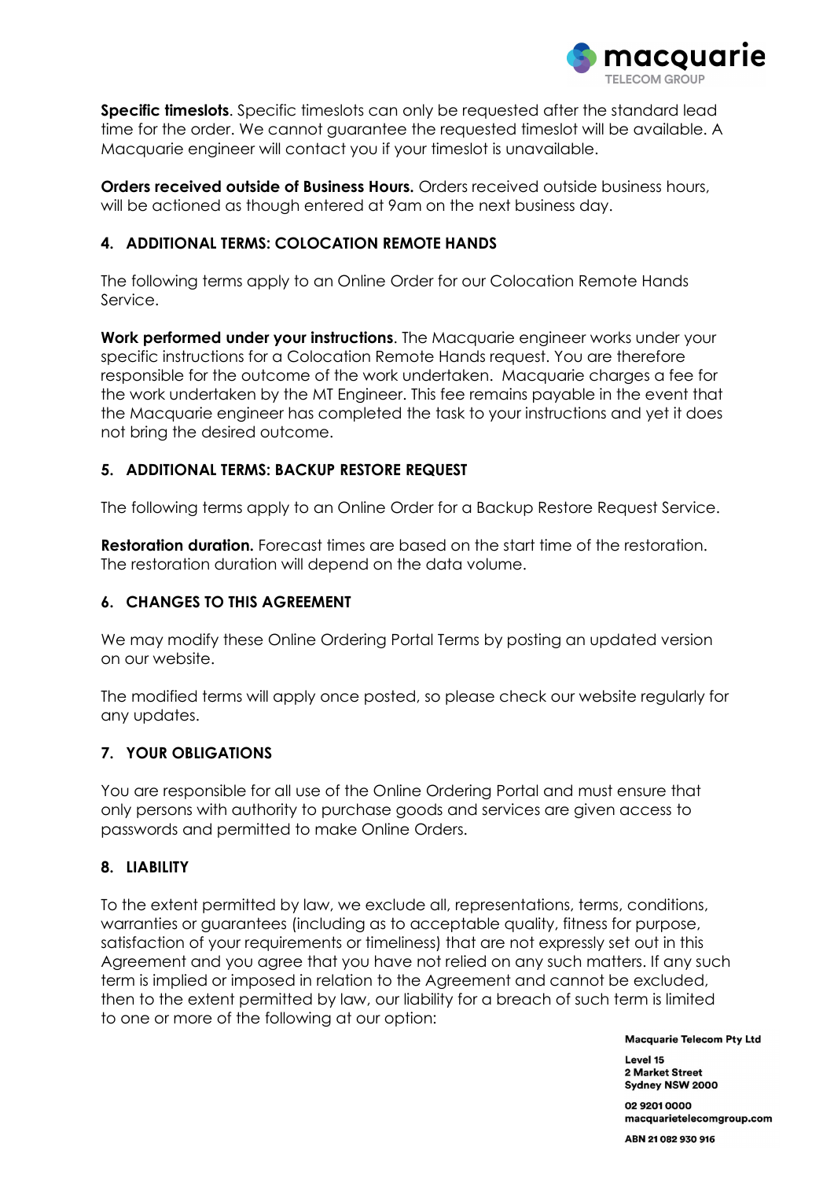**Specific timeslots**. Specific timeslots can only be requested after the standard lead time for the order. We cannot guarantee the requested timeslot will be available. A Macquarie engineer will contact you if your timeslot is unavailable.

**Orders received outside of Business Hours.** Orders received outside business hours, will be actioned as though entered at 9am on the next business day.

## 4. ADDITIONAL TERMS: COLOCATION REMOTE HANDS

The following terms apply to an Online Order for our Colocation Remote Hands Service.

**Work performed under your instructions**. The Macquarie engineer works under your specific instructions for a Colocation Remote Hands request. You are therefore responsible for the outcome of the work undertaken. Macquarie charges a fee for the work undertaken by the MT Engineer. This fee remains payable in the event that the Macquarie engineer has completed the task to your instructions and yet it does not bring the desired outcome.

## 5. ADDITIONAL TERMS: BACKUP RESTORE REQUEST

The following terms apply to an Online Order for a Backup Restore Request Service.

**Restoration duration.** Forecast times are based on the start time of the restoration. The restoration duration will depend on the data volume.

## 6. CHANGES TO THIS AGREEMENT

We may modify these Online Ordering Portal Terms by posting an updated version on our website.

The modified terms will apply once posted, so please check our website regularly for any updates.

## 7. YOUR OBLIGATIONS

You are responsible for all use of the Online Ordering Portal and must ensure that only persons with authority to purchase goods and services are given access to passwords and permitted to make Online Orders.

## 8. LIABILITY

To the extent permitted by law, we exclude all, representations, terms, conditions, warranties or guarantees (including as to acceptable quality, fitness for purpose, satisfaction of your requirements or timeliness) that are not expressly set out in this Agreement and you agree that you have not relied on any such matters. If any such term is implied or imposed in relation to the Agreement and cannot be excluded, then to the extent permitted by law, our liability for a breach of such term is limited to one or more of the following at our option: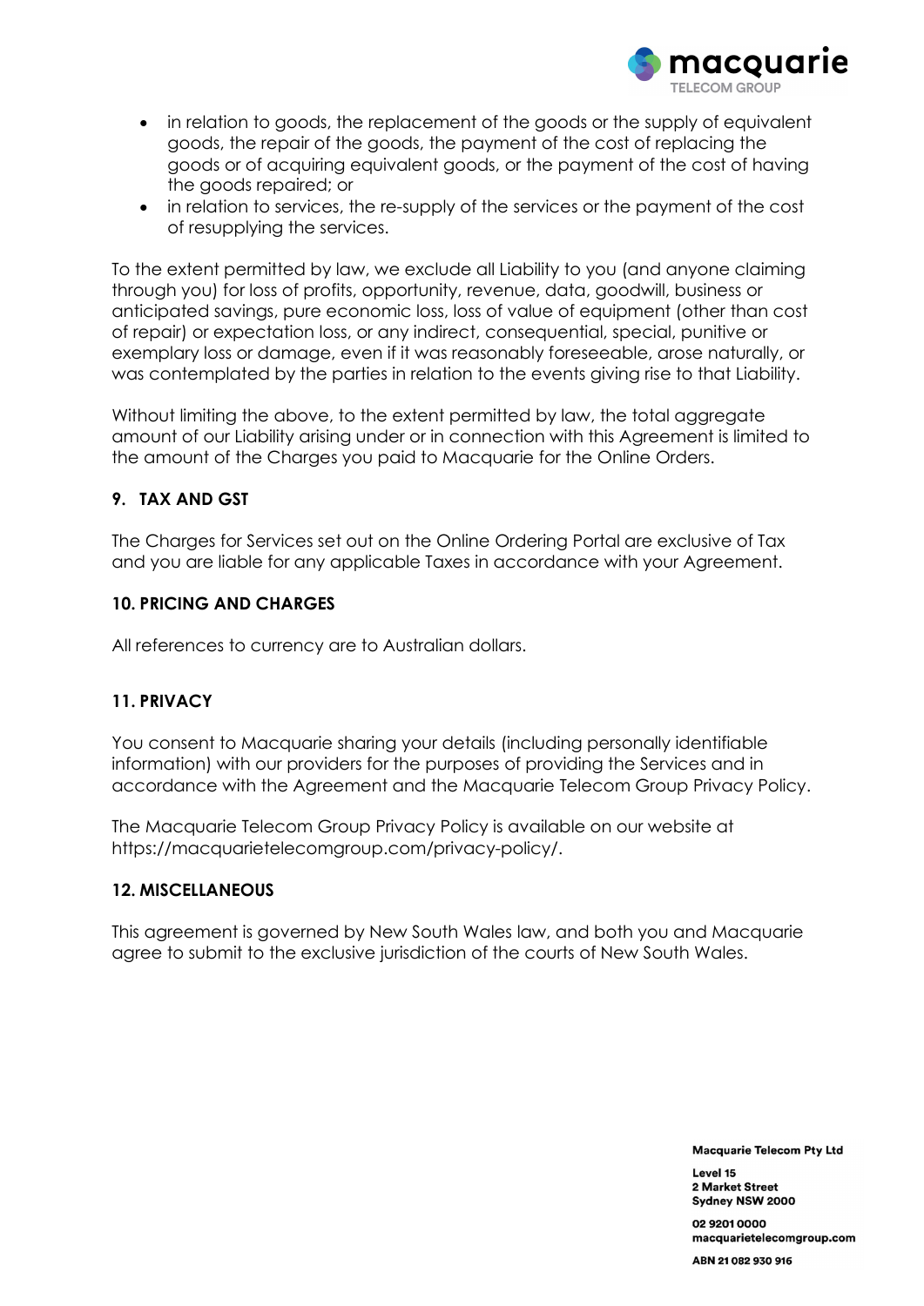- in relation to goods, the replacement of the goods or the supply of equivalent goods, the repair of the goods, the payment of the cost of replacing the goods or of acquiring equivalent goods, or the payment of the cost of having the goods repaired; or
- in relation to services, the re-supply of the services or the payment of the cost of resupplying the services.

To the extent permitted by law, we exclude all Liability to you (and anyone claiming through you) for loss of profits, opportunity, revenue, data, goodwill, business or anticipated savings, pure economic loss, loss of value of equipment (other than cost of repair) or expectation loss, or any indirect, consequential, special, punitive or exemplary loss or damage, even if it was reasonably foreseeable, arose naturally, or was contemplated by the parties in relation to the events giving rise to that Liability.

Without limiting the above, to the extent permitted by law, the total aggregate amount of our Liability arising under or in connection with this Agreement is limited to the amount of the Charges you paid to Macquarie for the Online Orders.

## 9. TAX AND GST

The Charges for Services set out on the Online Ordering Portal are exclusive of Tax and you are liable for any applicable Taxes in accordance with your Agreement.

## 10. PRICING AND CHARGES

All references to currency are to Australian dollars.

## 11. PRIVACY

You consent to Macquarie sharing your details (including personally identifiable information) with our providers for the purposes of providing the Services and in accordance with the Agreement and the Macquarie Telecom Group Privacy Policy.

The Macquarie Telecom Group Privacy Policy is available on our website at https://macquarietelecomgroup.com/privacy-policy/.

## 12. MISCELLANEOUS

This agreement is governed by New South Wales law, and both you and Macquarie agree to submit to the exclusive jurisdiction of the courts of New South Wales.